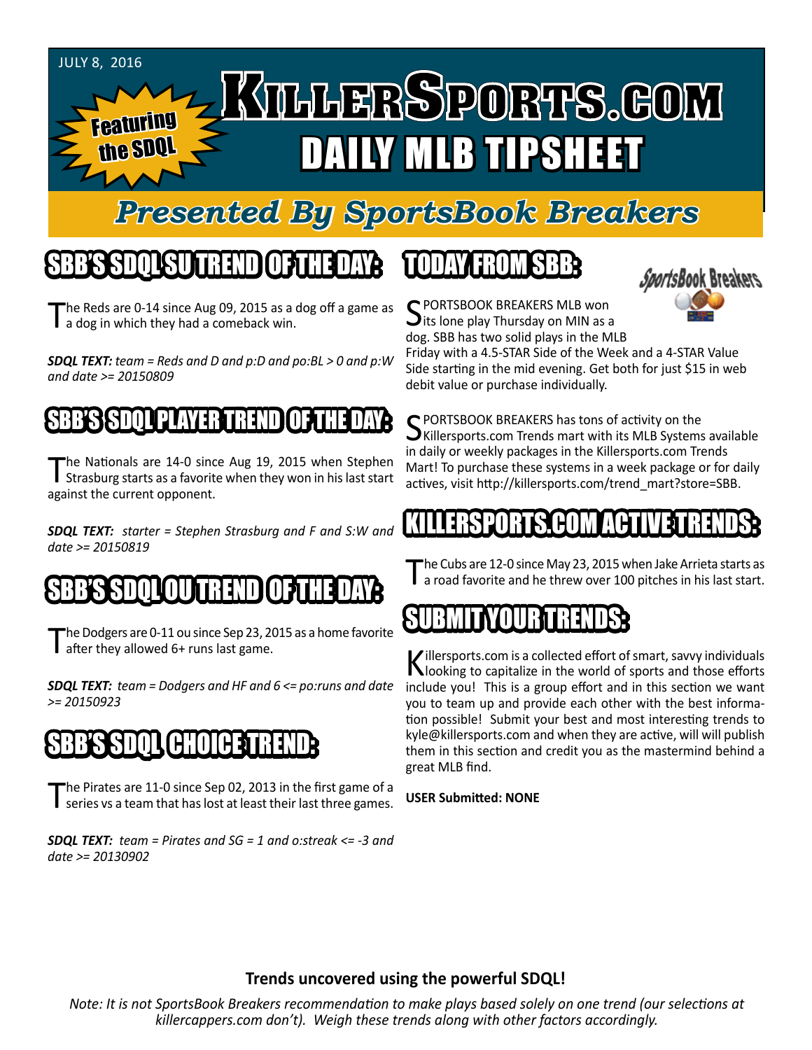JULY 8, 2016

Featuring the SDQL

# KILLERSPORTS.COM
# DAILY MLB TIPSHEET

## Presented By SportsBook Breakers

## SBB'S SDQL SU TREND OF THE DAY:

The Reds are 0-14 since Aug 09, 2015 as a dog off a game as a dog in which they had a comeback win.

***SDQL TEXT:** team = Reds and D and p:D and po:BL > 0 and p:W and date >= 20150809*

## SBB'S SDQL PLAYER TREND OF THE DAY:

The Nationals are 14-0 since Aug 19, 2015 when Stephen Strasburg starts as a favorite when they won in his last start against the current opponent.

***SDQL TEXT:** starter = Stephen Strasburg and F and S:W and date >= 20150819*

## SBB'S SDQL OU TREND OF THE DAY:

The Dodgers are 0-11 ou since Sep 23, 2015 as a home favorite after they allowed 6+ runs last game.

***SDQL TEXT:** team = Dodgers and HF and 6 <= po:runs and date >= 20150923*

## SBB'S SDQL CHOICE TREND:

The Pirates are 11-0 since Sep 02, 2013 in the first game of a series vs a team that has lost at least their last three games.

***SDQL TEXT:** team = Pirates and SG = 1 and o:streak <= -3 and date >= 20130902*

## TODAY FROM SBB:

SportsBook Breakers

SPORTSBOOK BREAKERS MLB won its lone play Thursday on MIN as a dog. SBB has two solid plays in the MLB Friday with a 4.5-STAR Side of the Week and a 4-STAR Value Side starting in the mid evening. Get both for just $15 in web debit value or purchase individually.

SPORTSBOOK BREAKERS has tons of activity on the Killersports.com Trends mart with its MLB Systems available in daily or weekly packages in the Killersports.com Trends Mart! To purchase these systems in a week package or for daily actives, visit http://killersports.com/trend_mart?store=SBB.

## KILLERSPORTS.COM ACTIVE TRENDS:

The Cubs are 12-0 since May 23, 2015 when Jake Arrieta starts as a road favorite and he threw over 100 pitches in his last start.

## SUBMIT YOUR TRENDS:

Killersports.com is a collected effort of smart, savvy individuals looking to capitalize in the world of sports and those efforts include you! This is a group effort and in this section we want you to team up and provide each other with the best information possible! Submit your best and most interesting trends to kyle@killersports.com and when they are active, will will publish them in this section and credit you as the mastermind behind a great MLB find.

**USER Submitted: NONE**

**Trends uncovered using the powerful SDQL!**

*Note: It is not SportsBook Breakers recommendation to make plays based solely on one trend (our selections at killercappers.com don't). Weigh these trends along with other factors accordingly.*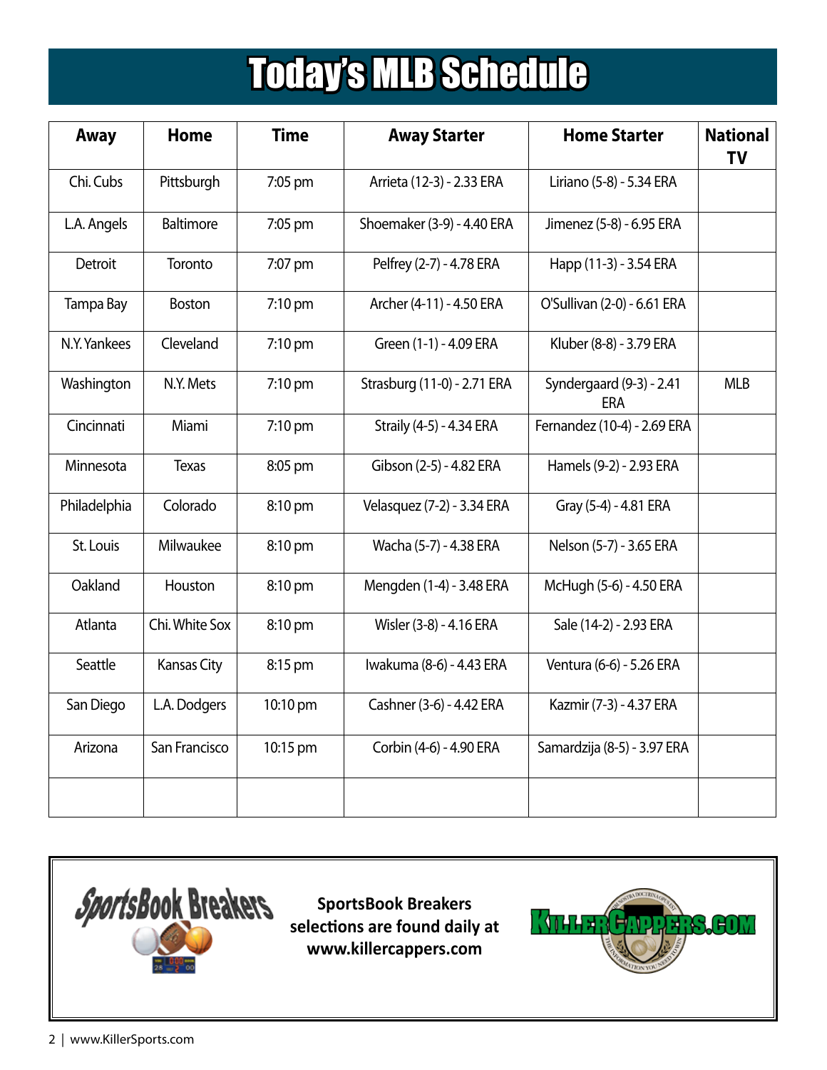# Today's MLB Schedule

| Away | Home | Time | Away Starter | Home Starter | National TV |
|---|---|---|---|---|---|
| Chi. Cubs | Pittsburgh | 7:05 pm | Arrieta (12-3) - 2.33 ERA | Liriano (5-8) - 5.34 ERA | |
| L.A. Angels | Baltimore | 7:05 pm | Shoemaker (3-9) - 4.40 ERA | Jimenez (5-8) - 6.95 ERA | |
| Detroit | Toronto | 7:07 pm | Pelfrey (2-7) - 4.78 ERA | Happ (11-3) - 3.54 ERA | |
| Tampa Bay | Boston | 7:10 pm | Archer (4-11) - 4.50 ERA | O'Sullivan (2-0) - 6.61 ERA | |
| N.Y. Yankees | Cleveland | 7:10 pm | Green (1-1) - 4.09 ERA | Kluber (8-8) - 3.79 ERA | |
| Washington | N.Y. Mets | 7:10 pm | Strasburg (11-0) - 2.71 ERA | Syndergaard (9-3) - 2.41 ERA | MLB |
| Cincinnati | Miami | 7:10 pm | Straily (4-5) - 4.34 ERA | Fernandez (10-4) - 2.69 ERA | |
| Minnesota | Texas | 8:05 pm | Gibson (2-5) - 4.82 ERA | Hamels (9-2) - 2.93 ERA | |
| Philadelphia | Colorado | 8:10 pm | Velasquez (7-2) - 3.34 ERA | Gray (5-4) - 4.81 ERA | |
| St. Louis | Milwaukee | 8:10 pm | Wacha (5-7) - 4.38 ERA | Nelson (5-7) - 3.65 ERA | |
| Oakland | Houston | 8:10 pm | Mengden (1-4) - 3.48 ERA | McHugh (5-6) - 4.50 ERA | |
| Atlanta | Chi. White Sox | 8:10 pm | Wisler (3-8) - 4.16 ERA | Sale (14-2) - 2.93 ERA | |
| Seattle | Kansas City | 8:15 pm | Iwakuma (8-6) - 4.43 ERA | Ventura (6-6) - 5.26 ERA | |
| San Diego | L.A. Dodgers | 10:10 pm | Cashner (3-6) - 4.42 ERA | Kazmir (7-3) - 4.37 ERA | |
| Arizona | San Francisco | 10:15 pm | Corbin (4-6) - 4.90 ERA | Samardzija (8-5) - 3.97 ERA | |
| | | | | | |

SportsBook Breakers

**SportsBook Breakers selections are found daily at www.killercappers.com**

KILLERCAPPERS.COM